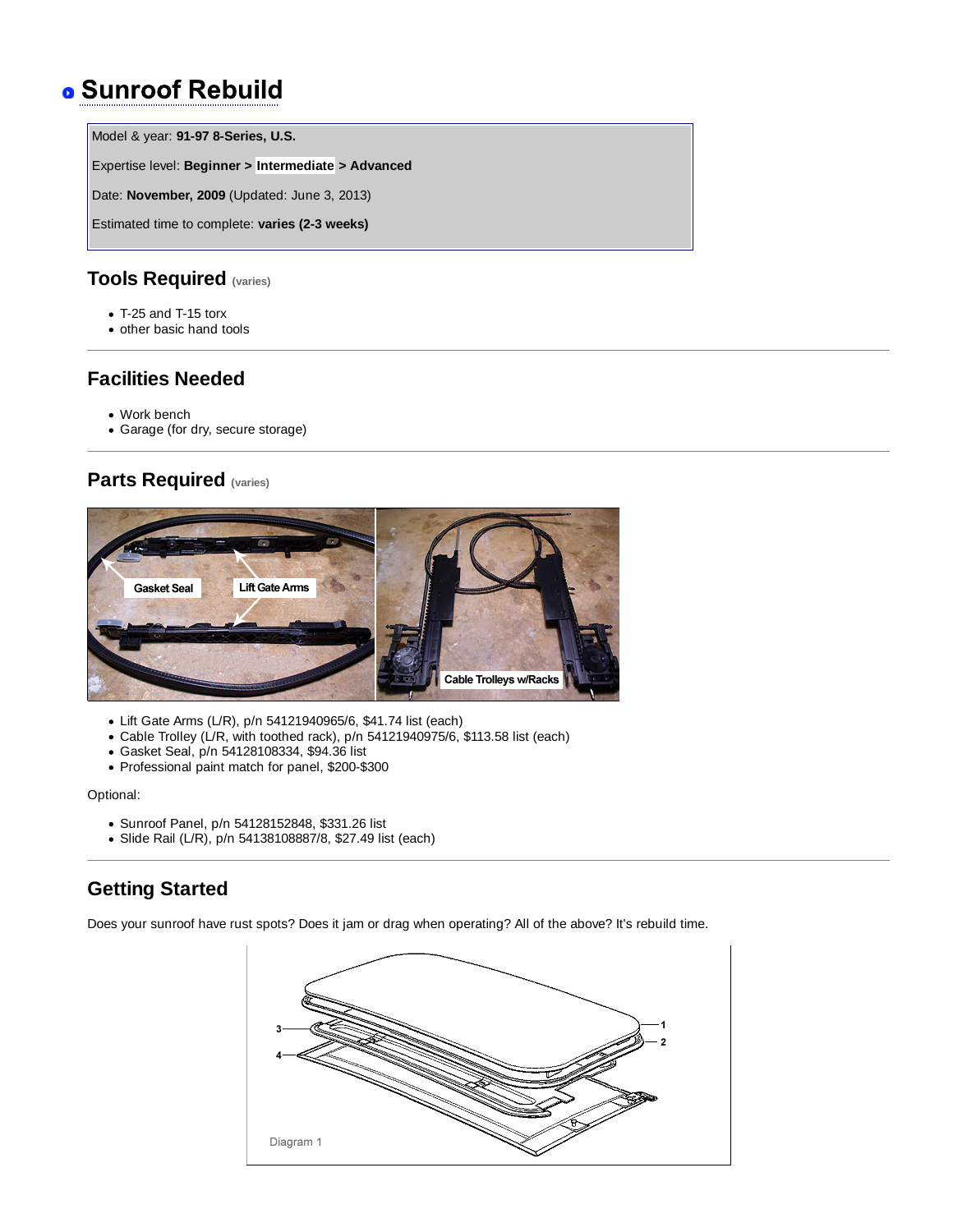# Sunroof Rebuild

Model & year: **91-97 8-Series, U.S.**

Expertise level: **Beginner > Intermediate > Advanced**

Date: **November, 2009** (Updated: June 3, 2013)

Estimated time to complete: **varies (2-3 weeks)**

## Tools Required (varies)

- T-25 and T-15 torx
- other basic hand tools

---

## Facilities Needed

- Work bench
- Garage (for dry, secure storage)

---

## Parts Required (varies)

- Lift Gate Arms (L/R), p/n 54121940965/6, $41.74 list (each)
- Cable Trolley (L/R, with toothed rack), p/n 54121940975/6, $113.58 list (each)
- Gasket Seal, p/n 54128108334, $94.36 list
- Professional paint match for panel, $200-$300

Optional:

- Sunroof Panel, p/n 54128152848, $331.26 list
- Slide Rail (L/R), p/n 54138108887/8, $27.49 list (each)

---

## Getting Started

Does your sunroof have rust spots? Does it jam or drag when operating? All of the above? It's rebuild time.

Diagram 1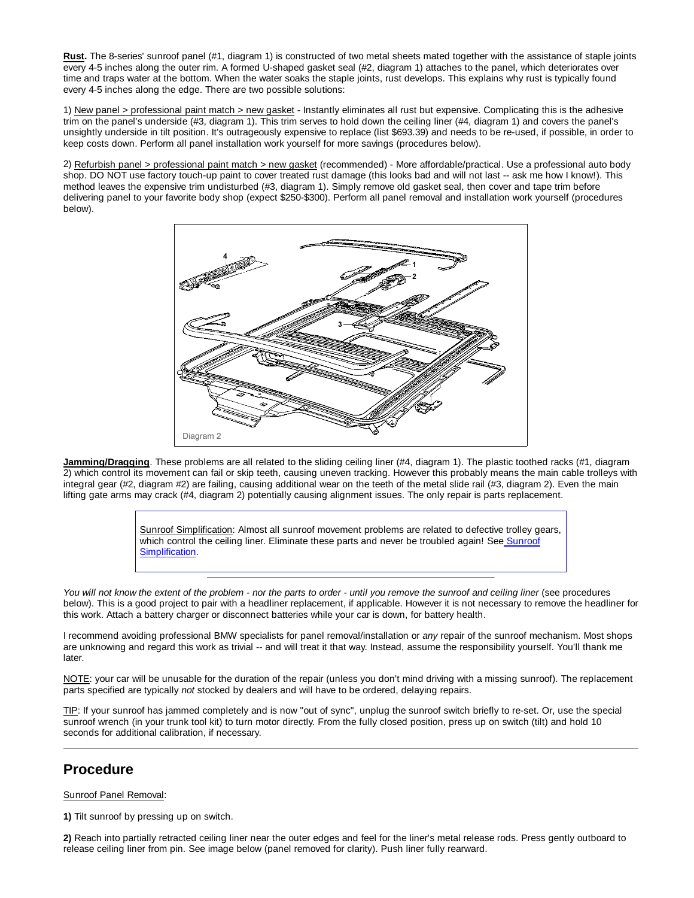**Rust.** The 8-series' sunroof panel (#1, diagram 1) is constructed of two metal sheets mated together with the assistance of staple joints every 4-5 inches along the outer rim. A formed U-shaped gasket seal (#2, diagram 1) attaches to the panel, which deteriorates over time and traps water at the bottom. When the water soaks the staple joints, rust develops. This explains why rust is typically found every 4-5 inches along the edge. There are two possible solutions:

1) New panel > professional paint match > new gasket - Instantly eliminates all rust but expensive. Complicating this is the adhesive trim on the panel's underside (#3, diagram 1). This trim serves to hold down the ceiling liner (#4, diagram 1) and covers the panel's unsightly underside in tilt position. It's outrageously expensive to replace (list $693.39) and needs to be re-used, if possible, in order to keep costs down. Perform all panel installation work yourself for more savings (procedures below).

2) Refurbish panel > professional paint match > new gasket (recommended) - More affordable/practical. Use a professional auto body shop. DO NOT use factory touch-up paint to cover treated rust damage (this looks bad and will not last -- ask me how I know!). This method leaves the expensive trim undisturbed (#3, diagram 1). Simply remove old gasket seal, then cover and tape trim before delivering panel to your favorite body shop (expect $250-$300). Perform all panel removal and installation work yourself (procedures below).

Diagram 2

**Jamming/Dragging**. These problems are all related to the sliding ceiling liner (#4, diagram 1). The plastic toothed racks (#1, diagram 2) which control its movement can fail or skip teeth, causing uneven tracking. However this probably means the main cable trolleys with integral gear (#2, diagram #2) are failing, causing additional wear on the teeth of the metal slide rail (#3, diagram 2). Even the main lifting gate arms may crack (#4, diagram 2) potentially causing alignment issues. The only repair is parts replacement.

> Sunroof Simplification: Almost all sunroof movement problems are related to defective trolley gears, which control the ceiling liner. Eliminate these parts and never be troubled again! See Sunroof Simplification.

*You will not know the extent of the problem - nor the parts to order - until you remove the sunroof and ceiling liner* (see procedures below). This is a good project to pair with a headliner replacement, if applicable. However it is not necessary to remove the headliner for this work. Attach a battery charger or disconnect batteries while your car is down, for battery health.

I recommend avoiding professional BMW specialists for panel removal/installation or *any* repair of the sunroof mechanism. Most shops are unknowing and regard this work as trivial -- and will treat it that way. Instead, assume the responsibility yourself. You'll thank me later.

NOTE: your car will be unusable for the duration of the repair (unless you don't mind driving with a missing sunroof). The replacement parts specified are typically *not* stocked by dealers and will have to be ordered, delaying repairs.

TIP: If your sunroof has jammed completely and is now "out of sync", unplug the sunroof switch briefly to re-set. Or, use the special sunroof wrench (in your trunk tool kit) to turn motor directly. From the fully closed position, press up on switch (tilt) and hold 10 seconds for additional calibration, if necessary.

---

## Procedure

Sunroof Panel Removal:

**1)** Tilt sunroof by pressing up on switch.

**2)** Reach into partially retracted ceiling liner near the outer edges and feel for the liner's metal release rods. Press gently outboard to release ceiling liner from pin. See image below (panel removed for clarity). Push liner fully rearward.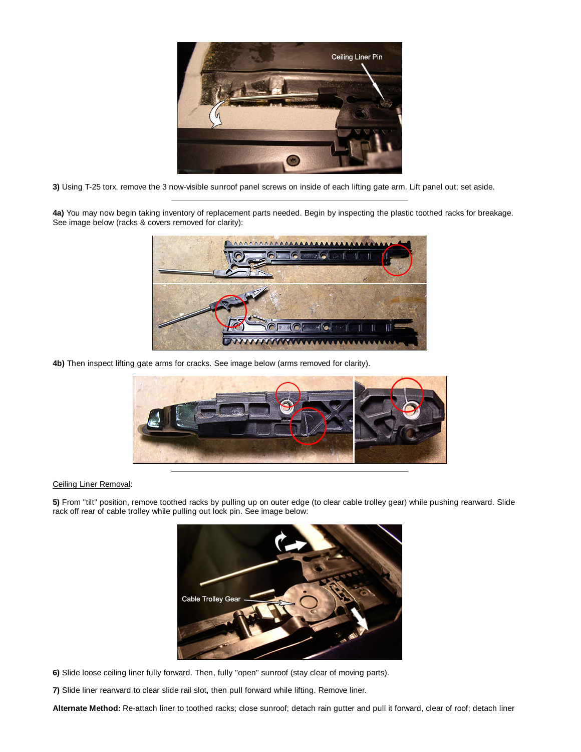**3)** Using T-25 torx, remove the 3 now-visible sunroof panel screws on inside of each lifting gate arm. Lift panel out; set aside.

---

**4a)** You may now begin taking inventory of replacement parts needed. Begin by inspecting the plastic toothed racks for breakage. See image below (racks & covers removed for clarity):

**4b)** Then inspect lifting gate arms for cracks. See image below (arms removed for clarity).

---

Ceiling Liner Removal:

**5)** From "tilt" position, remove toothed racks by pulling up on outer edge (to clear cable trolley gear) while pushing rearward. Slide rack off rear of cable trolley while pulling out lock pin. See image below:

**6)** Slide loose ceiling liner fully forward. Then, fully "open" sunroof (stay clear of moving parts).

**7)** Slide liner rearward to clear slide rail slot, then pull forward while lifting. Remove liner.

**Alternate Method:** Re-attach liner to toothed racks; close sunroof; detach rain gutter and pull it forward, clear of roof; detach liner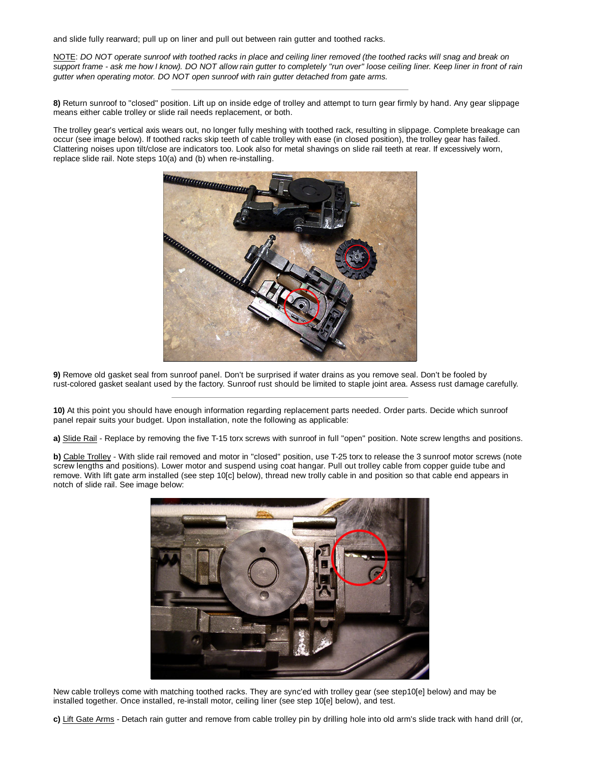and slide fully rearward; pull up on liner and pull out between rain gutter and toothed racks.

NOTE: *DO NOT operate sunroof with toothed racks in place and ceiling liner removed (the toothed racks will snag and break on support frame - ask me how I know). DO NOT allow rain gutter to completely "run over" loose ceiling liner. Keep liner in front of rain gutter when operating motor. DO NOT open sunroof with rain gutter detached from gate arms.*

---

**8)** Return sunroof to "closed" position. Lift up on inside edge of trolley and attempt to turn gear firmly by hand. Any gear slippage means either cable trolley or slide rail needs replacement, or both.

The trolley gear's vertical axis wears out, no longer fully meshing with toothed rack, resulting in slippage. Complete breakage can occur (see image below). If toothed racks skip teeth of cable trolley with ease (in closed position), the trolley gear has failed. Clattering noises upon tilt/close are indicators too. Look also for metal shavings on slide rail teeth at rear. If excessively worn, replace slide rail. Note steps 10(a) and (b) when re-installing.

**9)** Remove old gasket seal from sunroof panel. Don't be surprised if water drains as you remove seal. Don't be fooled by rust-colored gasket sealant used by the factory. Sunroof rust should be limited to staple joint area. Assess rust damage carefully.

---

**10)** At this point you should have enough information regarding replacement parts needed. Order parts. Decide which sunroof panel repair suits your budget. Upon installation, note the following as applicable:

**a)** Slide Rail - Replace by removing the five T-15 torx screws with sunroof in full "open" position. Note screw lengths and positions.

**b)** Cable Trolley - With slide rail removed and motor in "closed" position, use T-25 torx to release the 3 sunroof motor screws (note screw lengths and positions). Lower motor and suspend using coat hangar. Pull out trolley cable from copper guide tube and remove. With lift gate arm installed (see step 10[c] below), thread new trolly cable in and position so that cable end appears in notch of slide rail. See image below:

New cable trolleys come with matching toothed racks. They are sync'ed with trolley gear (see step10[e] below) and may be installed together. Once installed, re-install motor, ceiling liner (see step 10[e] below), and test.

**c)** Lift Gate Arms - Detach rain gutter and remove from cable trolley pin by drilling hole into old arm's slide track with hand drill (or,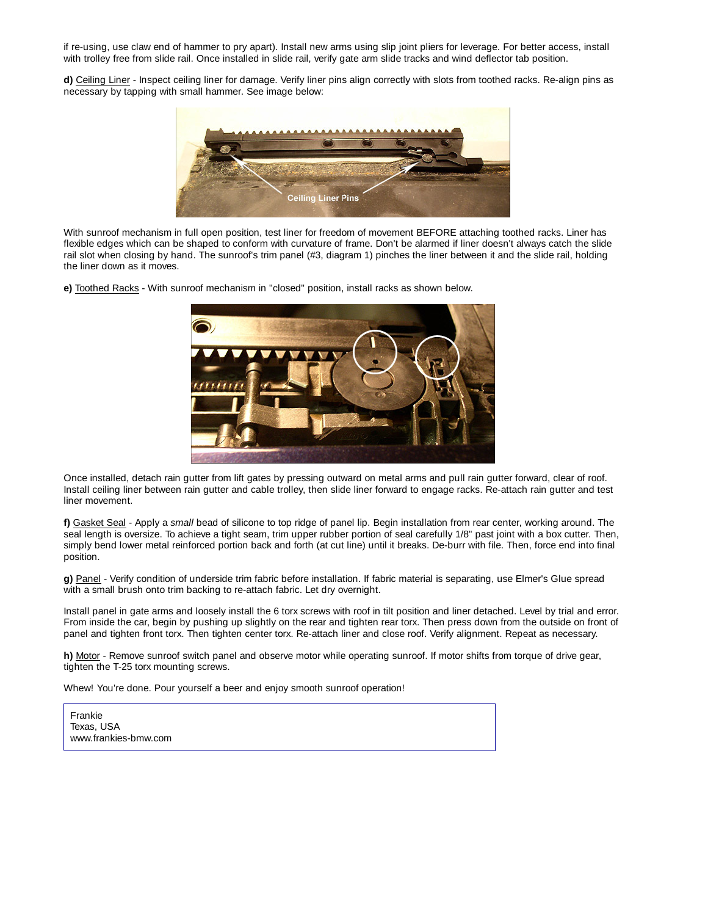if re-using, use claw end of hammer to pry apart). Install new arms using slip joint pliers for leverage. For better access, install with trolley free from slide rail. Once installed in slide rail, verify gate arm slide tracks and wind deflector tab position.

**d)** Ceiling Liner - Inspect ceiling liner for damage. Verify liner pins align correctly with slots from toothed racks. Re-align pins as necessary by tapping with small hammer. See image below:

Ceiling Liner Pins

With sunroof mechanism in full open position, test liner for freedom of movement BEFORE attaching toothed racks. Liner has flexible edges which can be shaped to conform with curvature of frame. Don't be alarmed if liner doesn't always catch the slide rail slot when closing by hand. The sunroof's trim panel (#3, diagram 1) pinches the liner between it and the slide rail, holding the liner down as it moves.

**e)** Toothed Racks - With sunroof mechanism in "closed" position, install racks as shown below.

Once installed, detach rain gutter from lift gates by pressing outward on metal arms and pull rain gutter forward, clear of roof. Install ceiling liner between rain gutter and cable trolley, then slide liner forward to engage racks. Re-attach rain gutter and test liner movement.

**f)** Gasket Seal - Apply a *small* bead of silicone to top ridge of panel lip. Begin installation from rear center, working around. The seal length is oversize. To achieve a tight seam, trim upper rubber portion of seal carefully 1/8" past joint with a box cutter. Then, simply bend lower metal reinforced portion back and forth (at cut line) until it breaks. De-burr with file. Then, force end into final position.

**g)** Panel - Verify condition of underside trim fabric before installation. If fabric material is separating, use Elmer's Glue spread with a small brush onto trim backing to re-attach fabric. Let dry overnight.

Install panel in gate arms and loosely install the 6 torx screws with roof in tilt position and liner detached. Level by trial and error. From inside the car, begin by pushing up slightly on the rear and tighten rear torx. Then press down from the outside on front of panel and tighten front torx. Then tighten center torx. Re-attach liner and close roof. Verify alignment. Repeat as necessary.

**h)** Motor - Remove sunroof switch panel and observe motor while operating sunroof. If motor shifts from torque of drive gear, tighten the T-25 torx mounting screws.

Whew! You're done. Pour yourself a beer and enjoy smooth sunroof operation!

Frankie
Texas, USA
www.frankies-bmw.com